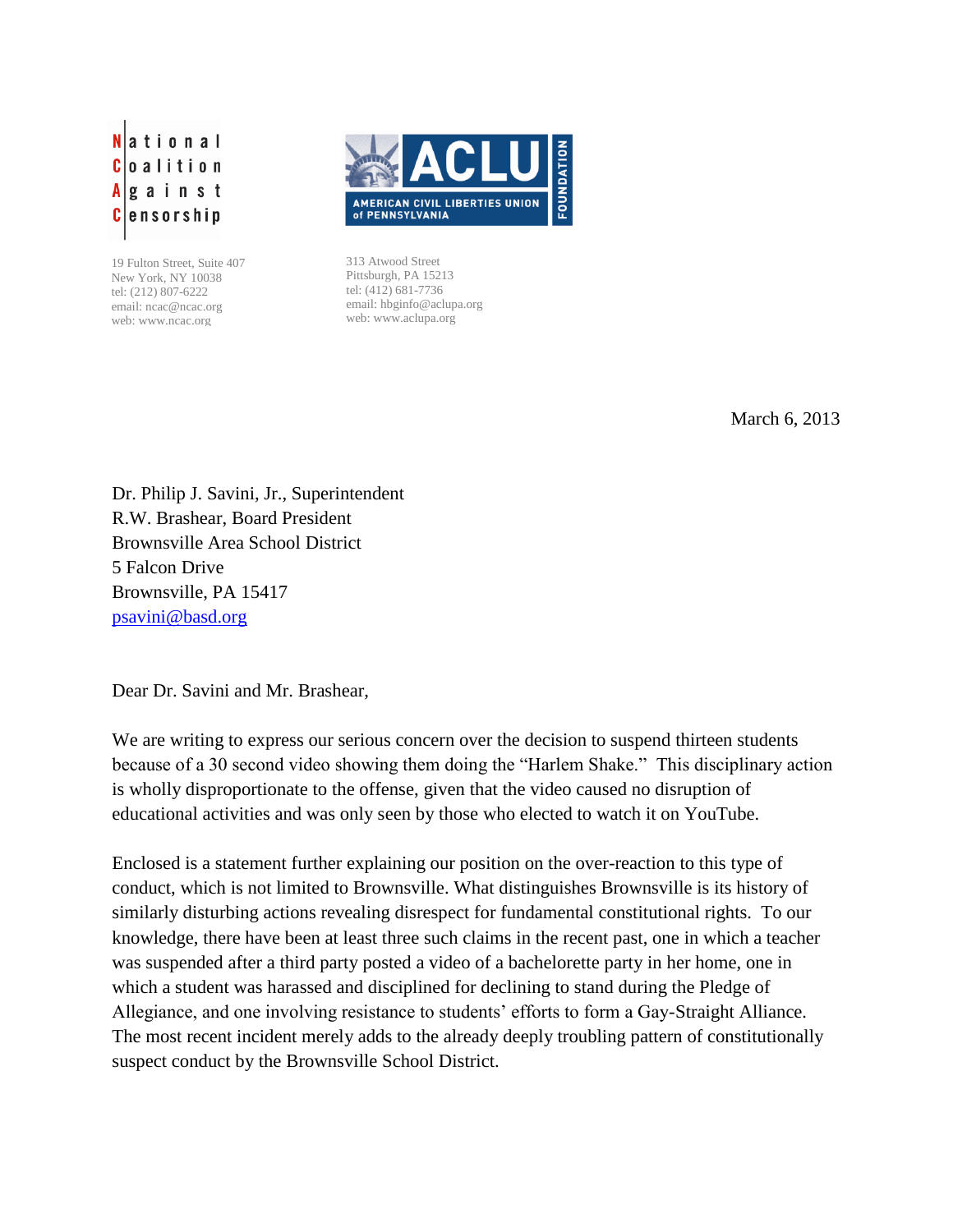National Coalition Against Censorship

19 Fulton Street, Suite 407
New York, NY 10038
tel: (212) 807-6222
email: ncac@ncac.org
web: www.ncac.org

ACLU FOUNDATION
AMERICAN CIVIL LIBERTIES UNION of PENNSYLVANIA

313 Atwood Street
Pittsburgh, PA 15213
tel: (412) 681-7736
email: hbginfo@aclupa.org
web: www.aclupa.org

March 6, 2013

Dr. Philip J. Savini, Jr., Superintendent
R.W. Brashear, Board President
Brownsville Area School District
5 Falcon Drive
Brownsville, PA 15417
psavini@basd.org

Dear Dr. Savini and Mr. Brashear,

We are writing to express our serious concern over the decision to suspend thirteen students because of a 30 second video showing them doing the "Harlem Shake." This disciplinary action is wholly disproportionate to the offense, given that the video caused no disruption of educational activities and was only seen by those who elected to watch it on YouTube.

Enclosed is a statement further explaining our position on the over-reaction to this type of conduct, which is not limited to Brownsville. What distinguishes Brownsville is its history of similarly disturbing actions revealing disrespect for fundamental constitutional rights. To our knowledge, there have been at least three such claims in the recent past, one in which a teacher was suspended after a third party posted a video of a bachelorette party in her home, one in which a student was harassed and disciplined for declining to stand during the Pledge of Allegiance, and one involving resistance to students' efforts to form a Gay-Straight Alliance. The most recent incident merely adds to the already deeply troubling pattern of constitutionally suspect conduct by the Brownsville School District.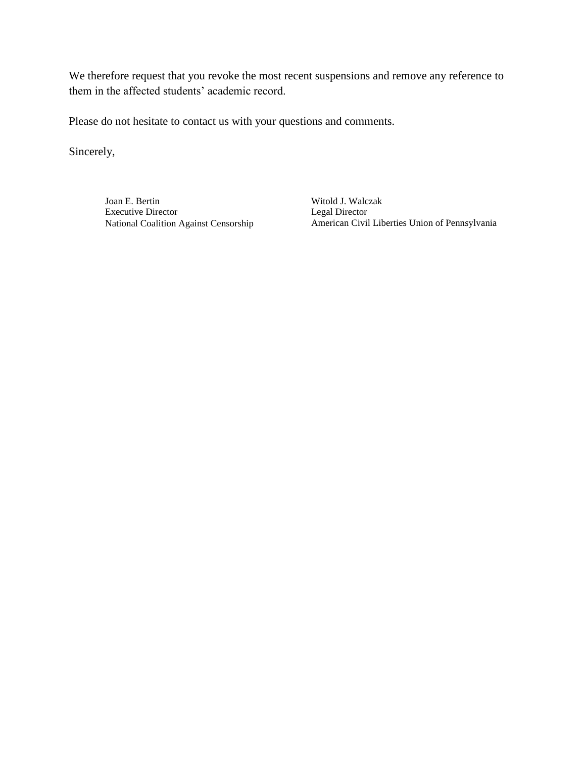We therefore request that you revoke the most recent suspensions and remove any reference to them in the affected students' academic record.

Please do not hesitate to contact us with your questions and comments.

Sincerely,

Joan E. Bertin
Executive Director
National Coalition Against Censorship

Witold J. Walczak
Legal Director
American Civil Liberties Union of Pennsylvania